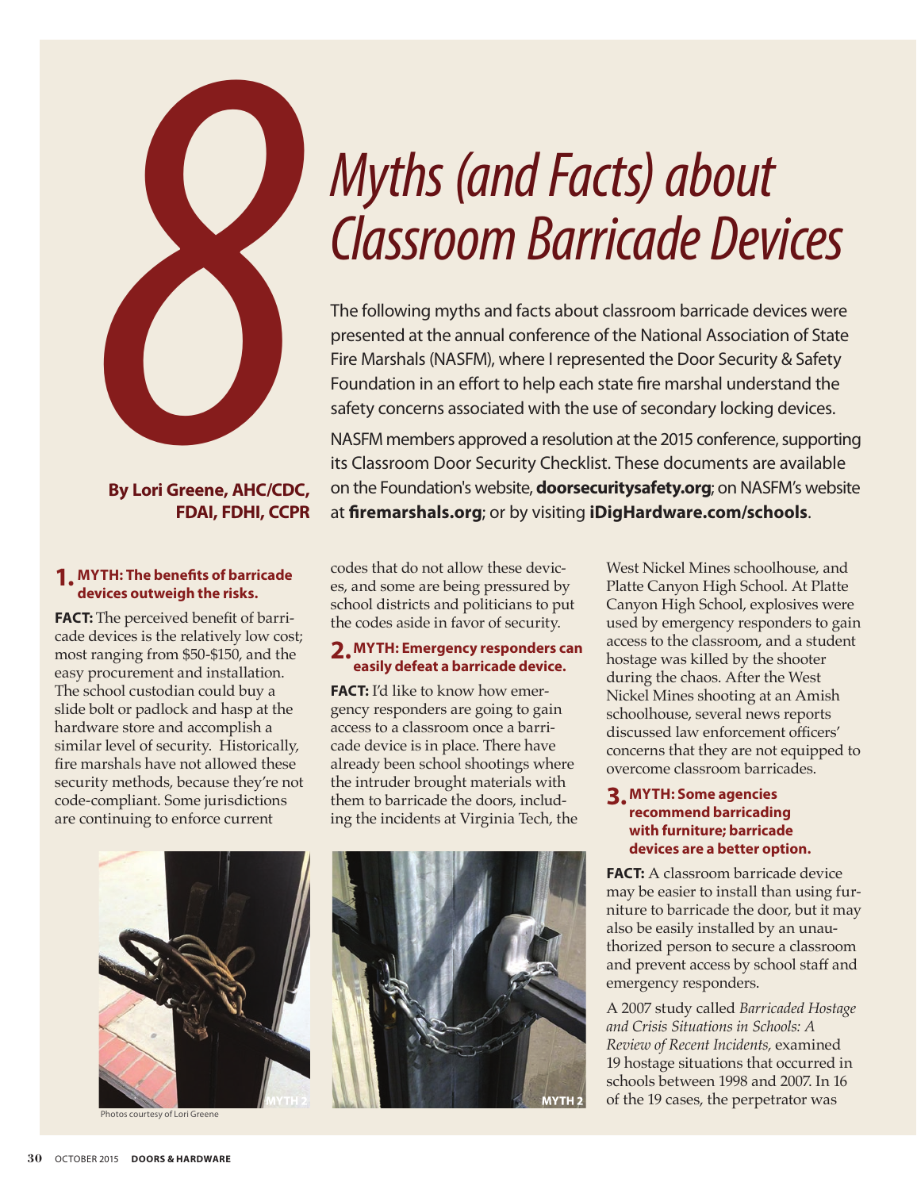# 8 Myths (and Facts) about Classroom Barricade Devices

The following myths and facts about classroom barricade devices were presented at the annual conference of the National Association of State Fire Marshals (NASFM), where I represented the Door Security & Safety Foundation in an effort to help each state fire marshal understand the safety concerns associated with the use of secondary locking devices.

NASFM members approved a resolution at the 2015 conference, supporting its Classroom Door Security Checklist. These documents are available on the Foundation's website, **doorsecuritysafety.org**; on NASFM's website at **firemarshals.org**; or by visiting **iDigHardware.com/schools**.

**By Lori Greene, AHC/CDC, FDAI, FDHI, CCPR**

### 1. MYTH: The benefits of barricade devices outweigh the risks.

**FACT:** The perceived benefit of barricade devices is the relatively low cost; most ranging from $50-$150, and the easy procurement and installation. The school custodian could buy a slide bolt or padlock and hasp at the hardware store and accomplish a similar level of security. Historically, fire marshals have not allowed these security methods, because they're not code-compliant. Some jurisdictions are continuing to enforce current codes that do not allow these devices, and some are being pressured by school districts and politicians to put the codes aside in favor of security.

### 2. MYTH: Emergency responders can easily defeat a barricade device.

**FACT:** I'd like to know how emergency responders are going to gain access to a classroom once a barricade device is in place. There have already been school shootings where the intruder brought materials with them to barricade the doors, including the incidents at Virginia Tech, the West Nickel Mines schoolhouse, and Platte Canyon High School. At Platte Canyon High School, explosives were used by emergency responders to gain access to the classroom, and a student hostage was killed by the shooter during the chaos. After the West Nickel Mines shooting at an Amish schoolhouse, several news reports discussed law enforcement officers' concerns that they are not equipped to overcome classroom barricades.

### 3. MYTH: Some agencies recommend barricading with furniture; barricade devices are a better option.

**FACT:** A classroom barricade device may be easier to install than using furniture to barricade the door, but it may also be easily installed by an unauthorized person to secure a classroom and prevent access by school staff and emergency responders.

A 2007 study called *Barricaded Hostage and Crisis Situations in Schools: A Review of Recent Incidents,* examined 19 hostage situations that occurred in schools between 1998 and 2007. In 16 of the 19 cases, the perpetrator was

MYTH 2

MYTH 2

Photos courtesy of Lori Greene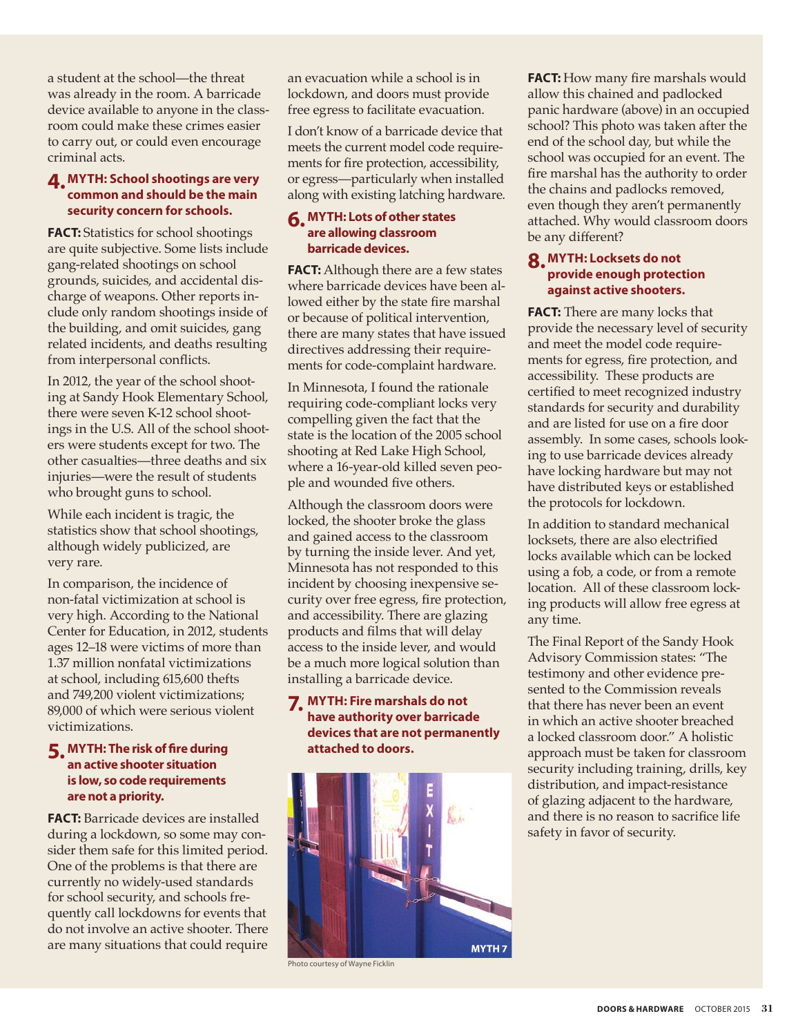a student at the school—the threat was already in the room. A barricade device available to anyone in the classroom could make these crimes easier to carry out, or could even encourage criminal acts.

## 4. MYTH: School shootings are very common and should be the main security concern for schools.

**FACT:** Statistics for school shootings are quite subjective. Some lists include gang-related shootings on school grounds, suicides, and accidental discharge of weapons. Other reports include only random shootings inside of the building, and omit suicides, gang related incidents, and deaths resulting from interpersonal conflicts.

In 2012, the year of the school shooting at Sandy Hook Elementary School, there were seven K-12 school shootings in the U.S. All of the school shooters were students except for two. The other casualties—three deaths and six injuries—were the result of students who brought guns to school.

While each incident is tragic, the statistics show that school shootings, although widely publicized, are very rare.

In comparison, the incidence of non-fatal victimization at school is very high. According to the National Center for Education, in 2012, students ages 12–18 were victims of more than 1.37 million nonfatal victimizations at school, including 615,600 thefts and 749,200 violent victimizations; 89,000 of which were serious violent victimizations.

## 5. MYTH: The risk of fire during an active shooter situation is low, so code requirements are not a priority.

**FACT:** Barricade devices are installed during a lockdown, so some may consider them safe for this limited period. One of the problems is that there are currently no widely-used standards for school security, and schools frequently call lockdowns for events that do not involve an active shooter. There are many situations that could require an evacuation while a school is in lockdown, and doors must provide free egress to facilitate evacuation.

I don't know of a barricade device that meets the current model code requirements for fire protection, accessibility, or egress—particularly when installed along with existing latching hardware.

## 6. MYTH: Lots of other states are allowing classroom barricade devices.

**FACT:** Although there are a few states where barricade devices have been allowed either by the state fire marshal or because of political intervention, there are many states that have issued directives addressing their requirements for code-complaint hardware.

In Minnesota, I found the rationale requiring code-compliant locks very compelling given the fact that the state is the location of the 2005 school shooting at Red Lake High School, where a 16-year-old killed seven people and wounded five others.

Although the classroom doors were locked, the shooter broke the glass and gained access to the classroom by turning the inside lever. And yet, Minnesota has not responded to this incident by choosing inexpensive security over free egress, fire protection, and accessibility. There are glazing products and films that will delay access to the inside lever, and would be a much more logical solution than installing a barricade device.

## 7. MYTH: Fire marshals do not have authority over barricade devices that are not permanently attached to doors.

MYTH 7

Photo courtesy of Wayne Ficklin

**FACT:** How many fire marshals would allow this chained and padlocked panic hardware (above) in an occupied school? This photo was taken after the end of the school day, but while the school was occupied for an event. The fire marshal has the authority to order the chains and padlocks removed, even though they aren't permanently attached. Why would classroom doors be any different?

## 8. MYTH: Locksets do not provide enough protection against active shooters.

**FACT:** There are many locks that provide the necessary level of security and meet the model code requirements for egress, fire protection, and accessibility. These products are certified to meet recognized industry standards for security and durability and are listed for use on a fire door assembly. In some cases, schools looking to use barricade devices already have locking hardware but may not have distributed keys or established the protocols for lockdown.

In addition to standard mechanical locksets, there are also electrified locks available which can be locked using a fob, a code, or from a remote location. All of these classroom locking products will allow free egress at any time.

The Final Report of the Sandy Hook Advisory Commission states: "The testimony and other evidence presented to the Commission reveals that there has never been an event in which an active shooter breached a locked classroom door." A holistic approach must be taken for classroom security including training, drills, key distribution, and impact-resistance of glazing adjacent to the hardware, and there is no reason to sacrifice life safety in favor of security.